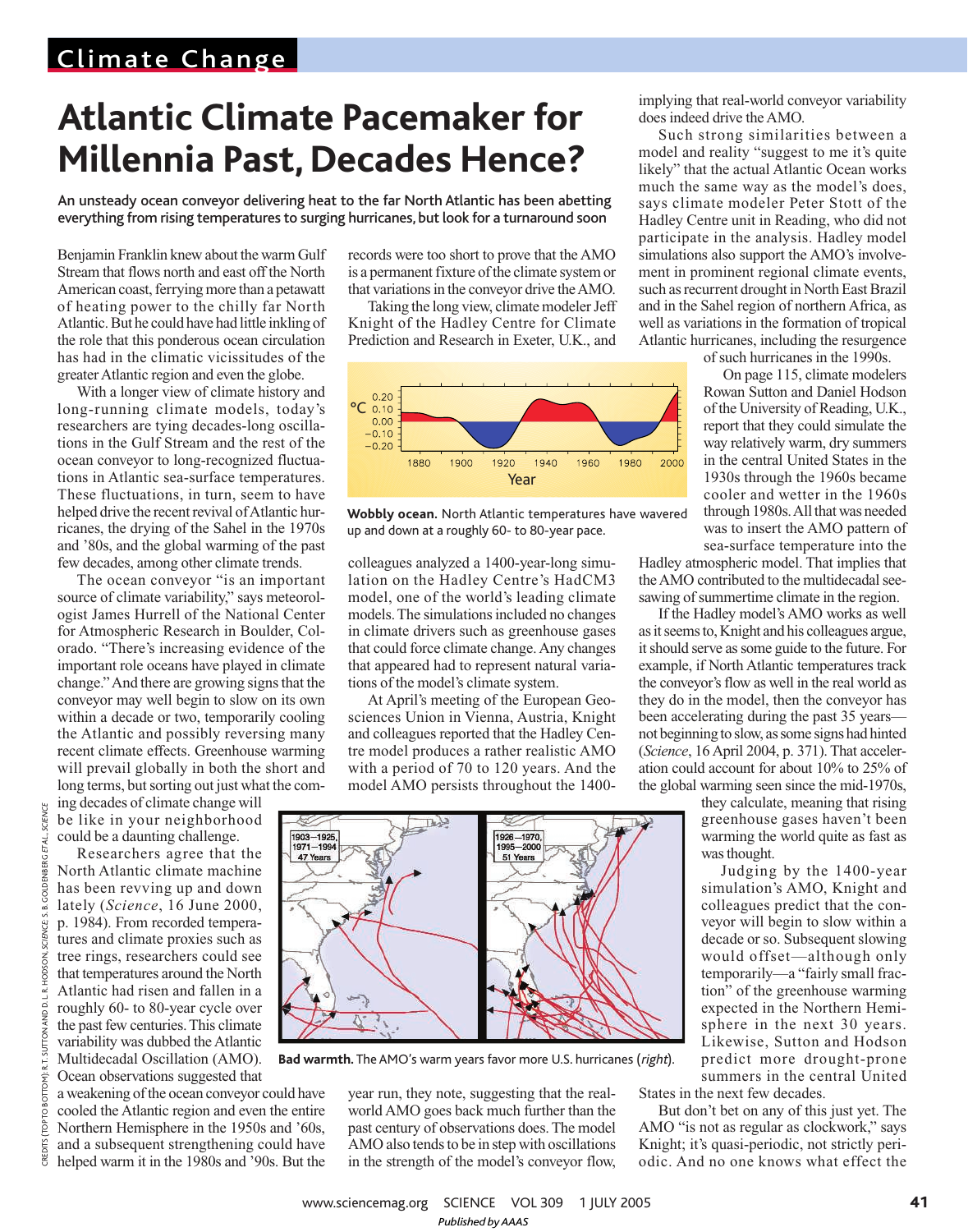Climate Change

# Atlantic Climate Pacemaker for Millennia Past, Decades Hence?

**An unsteady ocean conveyor delivering heat to the far North Atlantic has been abetting everything from rising temperatures to surging hurricanes, but look for a turnaround soon**

Benjamin Franklin knew about the warm Gulf Stream that flows north and east off the North American coast, ferrying more than a petawatt of heating power to the chilly far North Atlantic. But he could have had little inkling of the role that this ponderous ocean circulation has had in the climatic vicissitudes of the greater Atlantic region and even the globe.

With a longer view of climate history and long-running climate models, today's researchers are tying decades-long oscillations in the Gulf Stream and the rest of the ocean conveyor to long-recognized fluctuations in Atlantic sea-surface temperatures. These fluctuations, in turn, seem to have helped drive the recent revival of Atlantic hurricanes, the drying of the Sahel in the 1970s and '80s, and the global warming of the past few decades, among other climate trends.

The ocean conveyor "is an important source of climate variability," says meteorologist James Hurrell of the National Center for Atmospheric Research in Boulder, Colorado. "There's increasing evidence of the important role oceans have played in climate change." And there are growing signs that the conveyor may well begin to slow on its own within a decade or two, temporarily cooling the Atlantic and possibly reversing many recent climate effects. Greenhouse warming will prevail globally in both the short and long terms, but just what the coming decades of climate change will be like in your neighborhood could be a daunting challenge.

Researchers agree that the North Atlantic climate machine has been revving up and down lately (*Science*, 16 June 2000, p. 1984). From recorded temperatures and climate proxies such as tree rings, researchers could see that temperatures around the North Atlantic had risen and fallen in a roughly 60- to 80-year cycle over the past few centuries. This climate variability was dubbed the Atlantic Multidecadal Oscillation (AMO). Ocean observations suggested that a weakening of the ocean conveyor could have cooled the Atlantic region and even the entire Northern Hemisphere in the 1950s and '60s, and a subsequent strengthening could have helped warm it in the 1980s and '90s. But the records were too short to prove that the AMO is a permanent fixture of the climate system or that variations in the conveyor drive the AMO.

Taking the long view, climate modeler Jeff Knight of the Hadley Centre for Climate Prediction and Research in Exeter, U.K., and colleagues analyzed a 1400-year-long simulation on the Hadley Centre's HadCM3 model, one of the world's leading climate models. The simulations included no changes in climate drivers such as greenhouse gases that could force climate change. Any changes that appeared had to represent natural variations of the model's climate system.

**Wobbly ocean.** North Atlantic temperatures have wavered up and down at a roughly 60- to 80-year pace.

At April's meeting of the European Geosciences Union in Vienna, Austria, Knight and colleagues reported that the Hadley Centre model produces a rather realistic AMO with a period of 70 to 120 years. And the model AMO persists throughout the 1400-year run, they note, suggesting that the real-world AMO goes back much further than the past century of observations does. The model AMO also tends to be in step with oscillations in the strength of the model's conveyor flow, implying that real-world conveyor variability does indeed drive the AMO.

**Bad warmth.** The AMO's warm years favor more U.S. hurricanes (*right*).

Such strong similarities between a model and reality "suggest to me it's quite likely" that the actual Atlantic Ocean works much the same way as the model's does, says climate modeler Peter Stott of the Hadley Centre unit in Reading, who did not participate in the analysis. Hadley model simulations also support the AMO's involvement in prominent regional climate events, such as recurrent drought in North East Brazil and in the Sahel region of northern Africa, as well as variations in the formation of tropical Atlantic hurricanes, including the resurgence of such hurricanes in the 1990s.

On page 115, climate modelers Rowan Sutton and Daniel Hodson of the University of Reading, U.K., report that they could simulate the way relatively warm, dry summers in the central United States in the 1930s through the 1960s became cooler and wetter in the 1960s through 1980s. All that was needed was to insert the AMO pattern of sea-surface temperature into the Hadley atmospheric model. That implies that the AMO contributed to the multidecadal seesawing of summertime climate in the region.

If the Hadley model's AMO works as well as it seems to, Knight and his colleagues argue, it should serve as some guide to the future. For example, if North Atlantic temperatures track the conveyor's flow as well in the real world as they do in the model, then the conveyor has been accelerating during the past 35 years—not beginning to slow, as some signs had hinted (*Science*, 16 April 2004, p. 371). That acceleration could account for about 10% to 25% of the global warming seen since the mid-1970s, they calculate, meaning that rising greenhouse gases haven't been warming the world quite as fast as was thought.

Judging by the 1400-year simulation's AMO, Knight and colleagues predict that the conveyor will begin to slow within a decade or so. Subsequent slowing would offset—although only temporarily—a "fairly small fraction" of the greenhouse warming expected in the Northern Hemisphere in the next 30 years. Likewise, Sutton and Hodson predict more drought-prone summers in the central United States in the next few decades.

But don't bet on any of this just yet. The AMO "is not as regular as clockwork," says Knight; it's quasi-periodic, not strictly periodic. And no one knows what effect the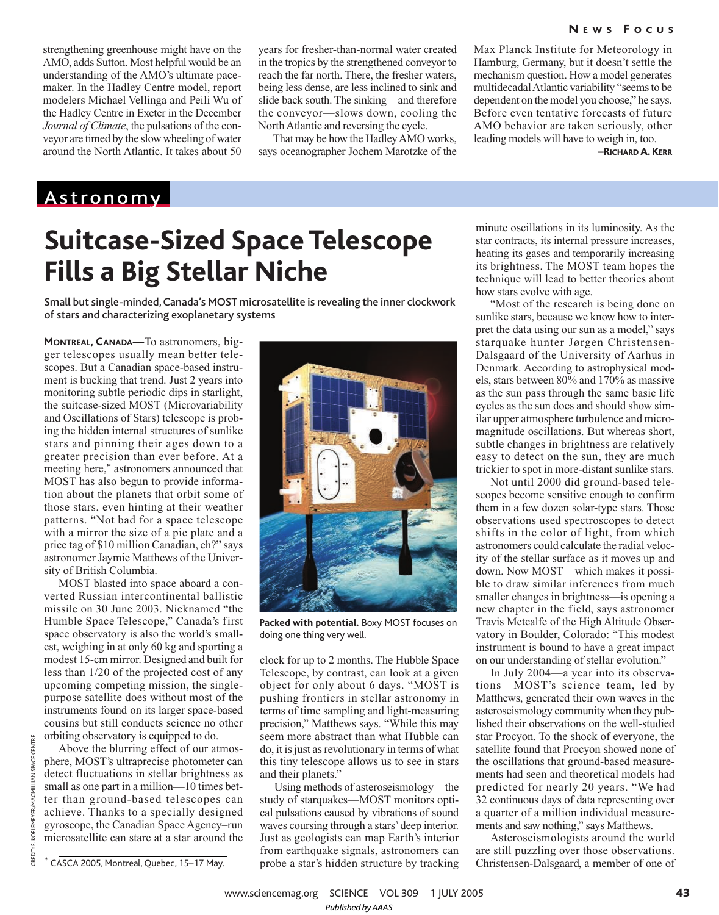strengthening greenhouse might have on the AMO, adds Sutton. Most helpful would be an understanding of the AMO's ultimate pacemaker. In the Hadley Centre model, report modelers Michael Vellinga and Peili Wu of the Hadley Centre in Exeter in the December *Journal of Climate*, the pulsations of the conveyor are timed by the slow wheeling of water around the North Atlantic. It takes about 50 years for fresher-than-normal water created in the tropics by the strengthened conveyor to reach the far north. There, the fresher waters, being less dense, are less inclined to sink and slide back south. The sinking—and therefore the conveyor—slows down, cooling the North Atlantic and reversing the cycle.

That may be how the Hadley AMO works, says oceanographer Jochem Marotzke of the Max Planck Institute for Meteorology in Hamburg, Germany, but it doesn't settle the mechanism question. How a model generates multidecadal Atlantic variability "seems to be dependent on the model you choose," he says. Before even tentative forecasts of future AMO behavior are taken seriously, other leading models will have to weigh in, too.

–RICHARD A. KERR

## Astronomy

# Suitcase-Sized Space Telescope Fills a Big Stellar Niche

**Small but single-minded, Canada's MOST microsatellite is revealing the inner clockwork of stars and characterizing exoplanetary systems**

**MONTREAL, CANADA—**To astronomers, bigger telescopes usually mean better telescopes. But a Canadian space-based instrument is bucking that trend. Just 2 years into monitoring subtle periodic dips in starlight, the suitcase-sized MOST (Microvariability and Oscillations of Stars) telescope is probing the hidden internal structures of sunlike stars and pinning their ages down to a greater precision than ever before. At a meeting here,* astronomers announced that MOST has also begun to provide information about the planets that orbit some of those stars, even hinting at their weather patterns. "Not bad for a space telescope with a mirror the size of a pie plate and a price tag of $10 million Canadian, eh?" says astronomer Jaymie Matthews of the University of British Columbia.

MOST blasted into space aboard a converted Russian intercontinental ballistic missile on 30 June 2003. Nicknamed "the Humble Space Telescope," Canada's first space observatory is also the world's smallest, weighing in at only 60 kg and sporting a modest 15-cm mirror. Designed and built for less than 1/20 of the projected cost of any upcoming competing mission, the single-purpose satellite does without most of the instruments found on its larger space-based cousins but still conducts science no other orbiting observatory is equipped to do.

Above the blurring effect of our atmosphere, MOST's ultraprecise photometer can detect fluctuations in stellar brightness as small as one part in a million—10 times better than ground-based telescopes can achieve. Thanks to a specially designed gyroscope, the Canadian Space Agency–run microsatellite can stare at a star around the clock for up to 2 months. The Hubble Space Telescope, by contrast, can look at a given object for only about 6 days. "MOST is pushing frontiers in stellar astronomy in terms of time sampling and light-measuring precision," Matthews says. "While this may seem more abstract than what Hubble can do, it is just as revolutionary in terms of what this tiny telescope allows us to see in stars and their planets."

**Packed with potential.** Boxy MOST focuses on doing one thing very well.

Using methods of asteroseismology—the study of starquakes—MOST monitors optical pulsations caused by vibrations of sound waves coursing through a stars' deep interior. Just as geologists can map Earth's interior from earthquake signals, astronomers can probe a star's hidden structure by tracking minute oscillations in its luminosity. As the star contracts, its internal pressure increases, heating its gases and temporarily increasing its brightness. The MOST team hopes the technique will lead to better theories about how stars evolve with age.

"Most of the research is being done on sunlike stars, because we know how to interpret the data using our sun as a model," says starquake hunter Jørgen Christensen-Dalsgaard of the University of Aarhus in Denmark. According to astrophysical models, stars between 80% and 170% as massive as the sun pass through the same basic life cycles as the sun does and should show similar upper atmosphere turbulence and micromagnitude oscillations. But whereas short, subtle changes in brightness are relatively easy to detect on the sun, they are much trickier to spot in more-distant sunlike stars.

Not until 2000 did ground-based telescopes become sensitive enough to confirm them in a few dozen solar-type stars. Those observations used spectroscopes to detect shifts in the color of light, from which astronomers could calculate the radial velocity of the stellar surface as it moves up and down. Now MOST—which makes it possible to draw similar inferences from much smaller changes in brightness—is opening a new chapter in the field, says astronomer Travis Metcalfe of the High Altitude Observatory in Boulder, Colorado: "This modest instrument is bound to have a great impact on our understanding of stellar evolution."

In July 2004—a year into its observations—MOST's science team, led by Matthews, generated their own waves in the asteroseismology community when they published their observations on the well-studied star Procyon. To the shock of everyone, the satellite found that Procyon showed none of the oscillations that ground-based measurements had seen and theoretical models had predicted for nearly 20 years. "We had 32 continuous days of data representing over a quarter of a million individual measurements and saw nothing," says Matthews.

Asteroseismologists around the world are still puzzling over those observations. Christensen-Dalsgaard, a member of one of

\* CASCA 2005, Montreal, Quebec, 15–17 May.